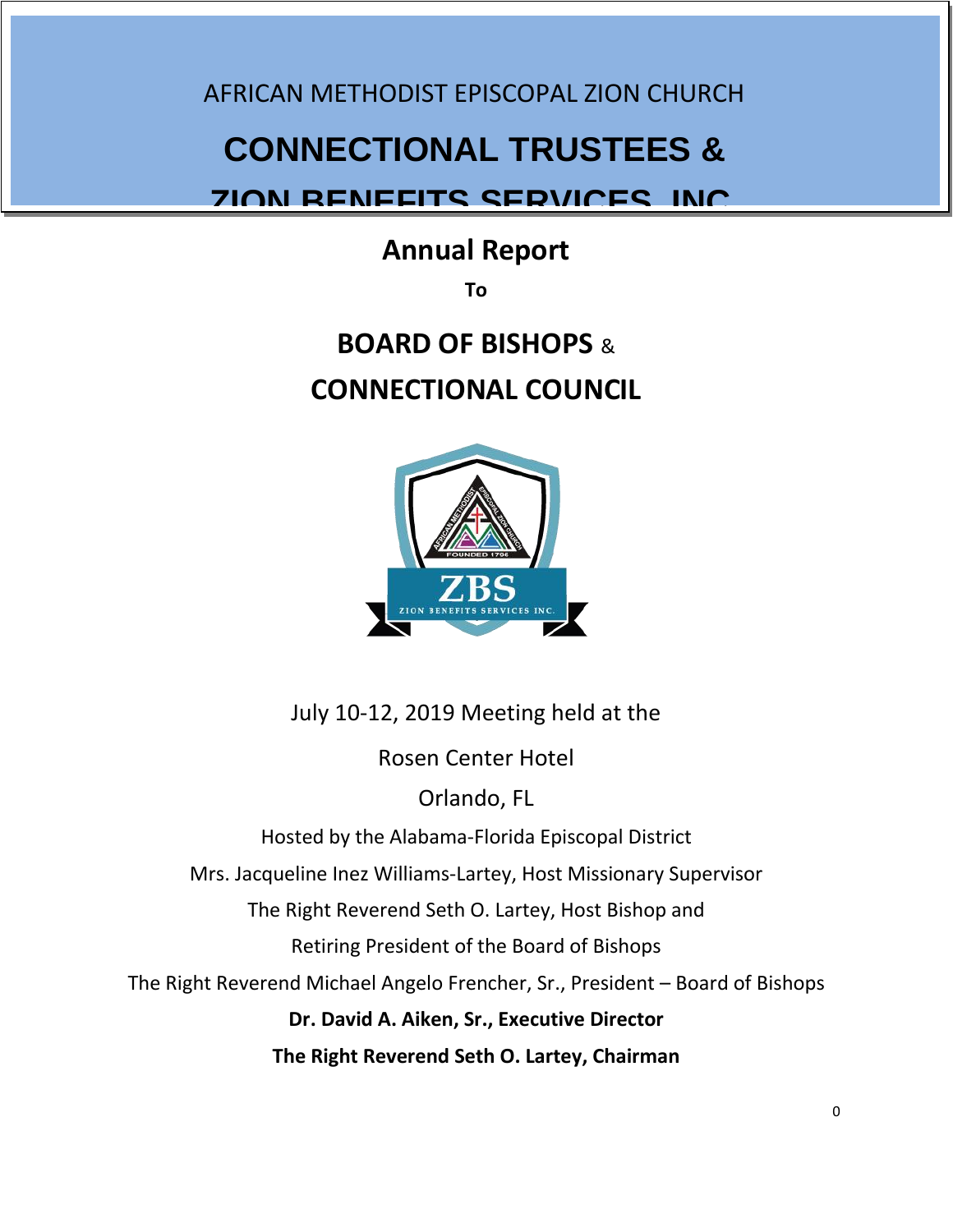AFRICAN METHODIST EPISCOPAL ZION CHURCH

# CONNECTIONAL TRUSTEES & ZION BENEFITS SERVICES, INC

## Annual Report

**To**

## BOARD OF BISHOPS & CONNECTIONAL COUNCIL

July 10-12, 2019 Meeting held at the

Rosen Center Hotel

Orlando, FL

Hosted by the Alabama-Florida Episcopal District

Mrs. Jacqueline Inez Williams-Lartey, Host Missionary Supervisor

The Right Reverend Seth O. Lartey, Host Bishop and

Retiring President of the Board of Bishops

The Right Reverend Michael Angelo Frencher, Sr., President – Board of Bishops

**Dr. David A. Aiken, Sr., Executive Director**

**The Right Reverend Seth O. Lartey, Chairman**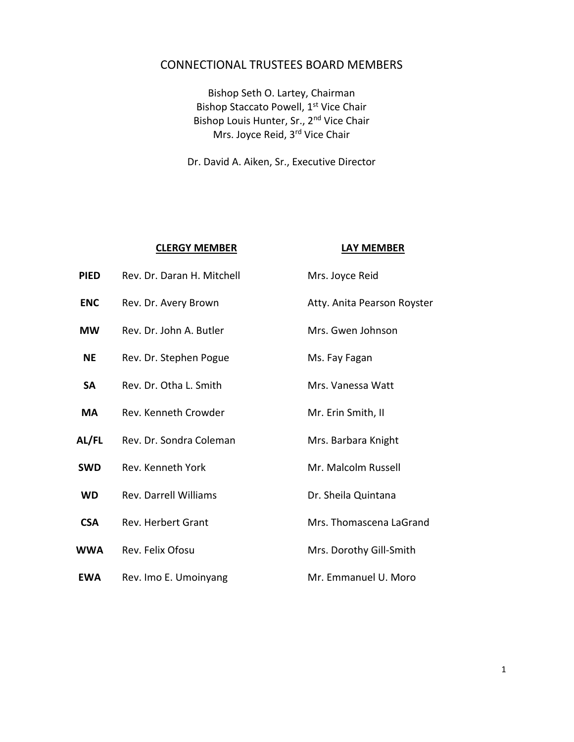# CONNECTIONAL TRUSTEES BOARD MEMBERS

Bishop Seth O. Lartey, Chairman
Bishop Staccato Powell, 1st Vice Chair
Bishop Louis Hunter, Sr., 2nd Vice Chair
Mrs. Joyce Reid, 3rd Vice Chair

Dr. David A. Aiken, Sr., Executive Director

| | **CLERGY MEMBER** | **LAY MEMBER** |
|---|---|---|
| **PIED** | Rev. Dr. Daran H. Mitchell | Mrs. Joyce Reid |
| **ENC** | Rev. Dr. Avery Brown | Atty. Anita Pearson Royster |
| **MW** | Rev. Dr. John A. Butler | Mrs. Gwen Johnson |
| **NE** | Rev. Dr. Stephen Pogue | Ms. Fay Fagan |
| **SA** | Rev. Dr. Otha L. Smith | Mrs. Vanessa Watt |
| **MA** | Rev. Kenneth Crowder | Mr. Erin Smith, II |
| **AL/FL** | Rev. Dr. Sondra Coleman | Mrs. Barbara Knight |
| **SWD** | Rev. Kenneth York | Mr. Malcolm Russell |
| **WD** | Rev. Darrell Williams | Dr. Sheila Quintana |
| **CSA** | Rev. Herbert Grant | Mrs. Thomascena LaGrand |
| **WWA** | Rev. Felix Ofosu | Mrs. Dorothy Gill-Smith |
| **EWA** | Rev. Imo E. Umoinyang | Mr. Emmanuel U. Moro |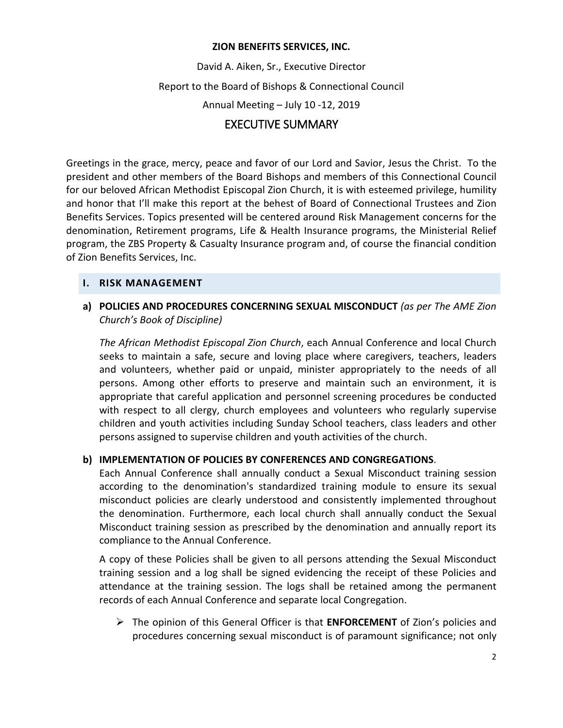**ZION BENEFITS SERVICES, INC.**

David A. Aiken, Sr., Executive Director

Report to the Board of Bishops & Connectional Council

Annual Meeting – July 10 -12, 2019

# EXECUTIVE SUMMARY

Greetings in the grace, mercy, peace and favor of our Lord and Savior, Jesus the Christ. To the president and other members of the Board Bishops and members of this Connectional Council for our beloved African Methodist Episcopal Zion Church, it is with esteemed privilege, humility and honor that I'll make this report at the behest of Board of Connectional Trustees and Zion Benefits Services. Topics presented will be centered around Risk Management concerns for the denomination, Retirement programs, Life & Health Insurance programs, the Ministerial Relief program, the ZBS Property & Casualty Insurance program and, of course the financial condition of Zion Benefits Services, Inc.

## I. RISK MANAGEMENT

### a) POLICIES AND PROCEDURES CONCERNING SEXUAL MISCONDUCT *(as per The AME Zion Church's Book of Discipline)*

*The African Methodist Episcopal Zion Church*, each Annual Conference and local Church seeks to maintain a safe, secure and loving place where caregivers, teachers, leaders and volunteers, whether paid or unpaid, minister appropriately to the needs of all persons. Among other efforts to preserve and maintain such an environment, it is appropriate that careful application and personnel screening procedures be conducted with respect to all clergy, church employees and volunteers who regularly supervise children and youth activities including Sunday School teachers, class leaders and other persons assigned to supervise children and youth activities of the church.

### b) IMPLEMENTATION OF POLICIES BY CONFERENCES AND CONGREGATIONS.

Each Annual Conference shall annually conduct a Sexual Misconduct training session according to the denomination's standardized training module to ensure its sexual misconduct policies are clearly understood and consistently implemented throughout the denomination. Furthermore, each local church shall annually conduct the Sexual Misconduct training session as prescribed by the denomination and annually report its compliance to the Annual Conference.

A copy of these Policies shall be given to all persons attending the Sexual Misconduct training session and a log shall be signed evidencing the receipt of these Policies and attendance at the training session. The logs shall be retained among the permanent records of each Annual Conference and separate local Congregation.

- The opinion of this General Officer is that **ENFORCEMENT** of Zion's policies and procedures concerning sexual misconduct is of paramount significance; not only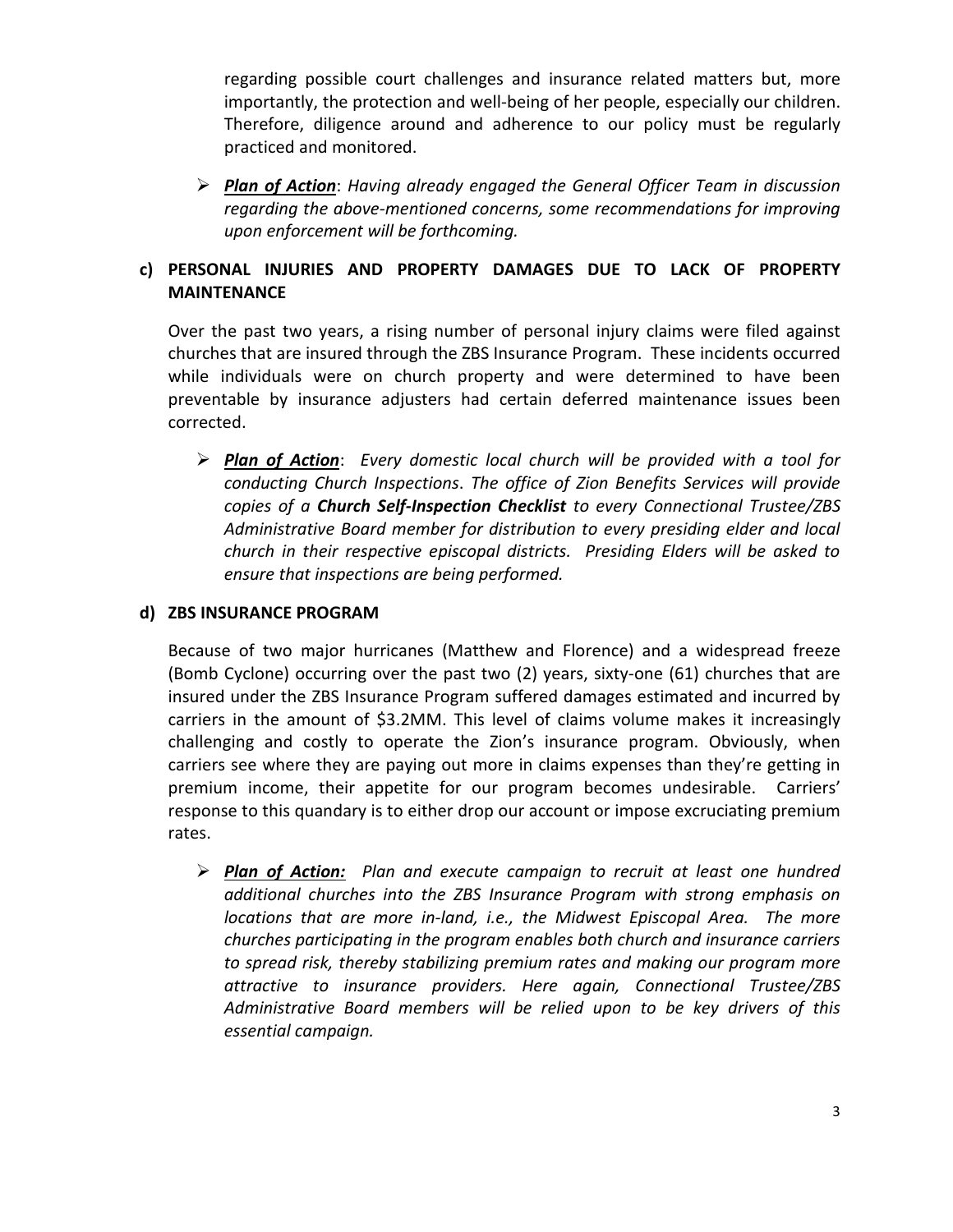regarding possible court challenges and insurance related matters but, more importantly, the protection and well-being of her people, especially our children. Therefore, diligence around and adherence to our policy must be regularly practiced and monitored.

- ***Plan of Action***: *Having already engaged the General Officer Team in discussion regarding the above-mentioned concerns, some recommendations for improving upon enforcement will be forthcoming.*

**c) PERSONAL INJURIES AND PROPERTY DAMAGES DUE TO LACK OF PROPERTY MAINTENANCE**

Over the past two years, a rising number of personal injury claims were filed against churches that are insured through the ZBS Insurance Program. These incidents occurred while individuals were on church property and were determined to have been preventable by insurance adjusters had certain deferred maintenance issues been corrected.

- ***Plan of Action***: *Every domestic local church will be provided with a tool for conducting Church Inspections. The office of Zion Benefits Services will provide copies of a **Church Self-Inspection Checklist** to every Connectional Trustee/ZBS Administrative Board member for distribution to every presiding elder and local church in their respective episcopal districts. Presiding Elders will be asked to ensure that inspections are being performed.*

**d) ZBS INSURANCE PROGRAM**

Because of two major hurricanes (Matthew and Florence) and a widespread freeze (Bomb Cyclone) occurring over the past two (2) years, sixty-one (61) churches that are insured under the ZBS Insurance Program suffered damages estimated and incurred by carriers in the amount of $3.2MM. This level of claims volume makes it increasingly challenging and costly to operate the Zion's insurance program. Obviously, when carriers see where they are paying out more in claims expenses than they're getting in premium income, their appetite for our program becomes undesirable. Carriers' response to this quandary is to either drop our account or impose excruciating premium rates.

- ***Plan of Action:*** *Plan and execute campaign to recruit at least one hundred additional churches into the ZBS Insurance Program with strong emphasis on locations that are more in-land, i.e., the Midwest Episcopal Area. The more churches participating in the program enables both church and insurance carriers to spread risk, thereby stabilizing premium rates and making our program more attractive to insurance providers. Here again, Connectional Trustee/ZBS Administrative Board members will be relied upon to be key drivers of this essential campaign.*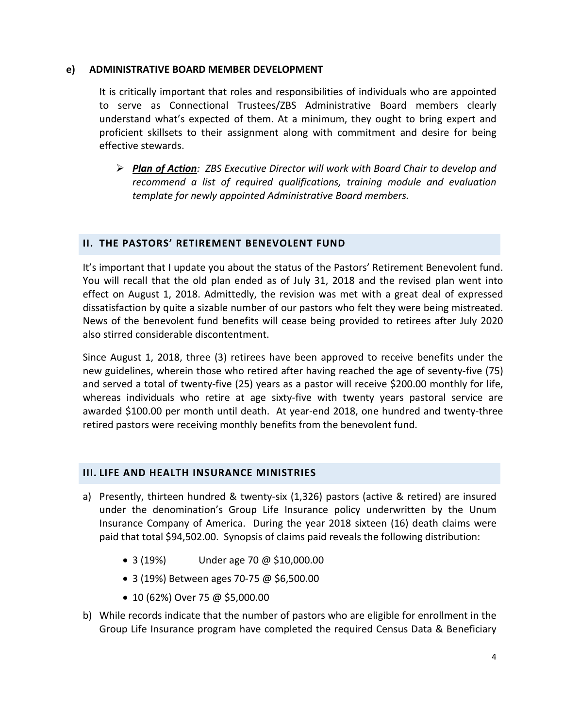**e) ADMINISTRATIVE BOARD MEMBER DEVELOPMENT**

It is critically important that roles and responsibilities of individuals who are appointed to serve as Connectional Trustees/ZBS Administrative Board members clearly understand what's expected of them. At a minimum, they ought to bring expert and proficient skillsets to their assignment along with commitment and desire for being effective stewards.

- ***Plan of Action**: ZBS Executive Director will work with Board Chair to develop and recommend a list of required qualifications, training module and evaluation template for newly appointed Administrative Board members.*

## II. THE PASTORS' RETIREMENT BENEVOLENT FUND

It's important that I update you about the status of the Pastors' Retirement Benevolent fund. You will recall that the old plan ended as of July 31, 2018 and the revised plan went into effect on August 1, 2018. Admittedly, the revision was met with a great deal of expressed dissatisfaction by quite a sizable number of our pastors who felt they were being mistreated. News of the benevolent fund benefits will cease being provided to retirees after July 2020 also stirred considerable discontentment.

Since August 1, 2018, three (3) retirees have been approved to receive benefits under the new guidelines, wherein those who retired after having reached the age of seventy-five (75) and served a total of twenty-five (25) years as a pastor will receive $200.00 monthly for life, whereas individuals who retire at age sixty-five with twenty years pastoral service are awarded $100.00 per month until death. At year-end 2018, one hundred and twenty-three retired pastors were receiving monthly benefits from the benevolent fund.

## III. LIFE AND HEALTH INSURANCE MINISTRIES

a) Presently, thirteen hundred & twenty-six (1,326) pastors (active & retired) are insured under the denomination's Group Life Insurance policy underwritten by the Unum Insurance Company of America. During the year 2018 sixteen (16) death claims were paid that total $94,502.00. Synopsis of claims paid reveals the following distribution:

- 3 (19%) Under age 70 @ $10,000.00
- 3 (19%) Between ages 70-75 @ $6,500.00
- 10 (62%) Over 75 @ $5,000.00

b) While records indicate that the number of pastors who are eligible for enrollment in the Group Life Insurance program have completed the required Census Data & Beneficiary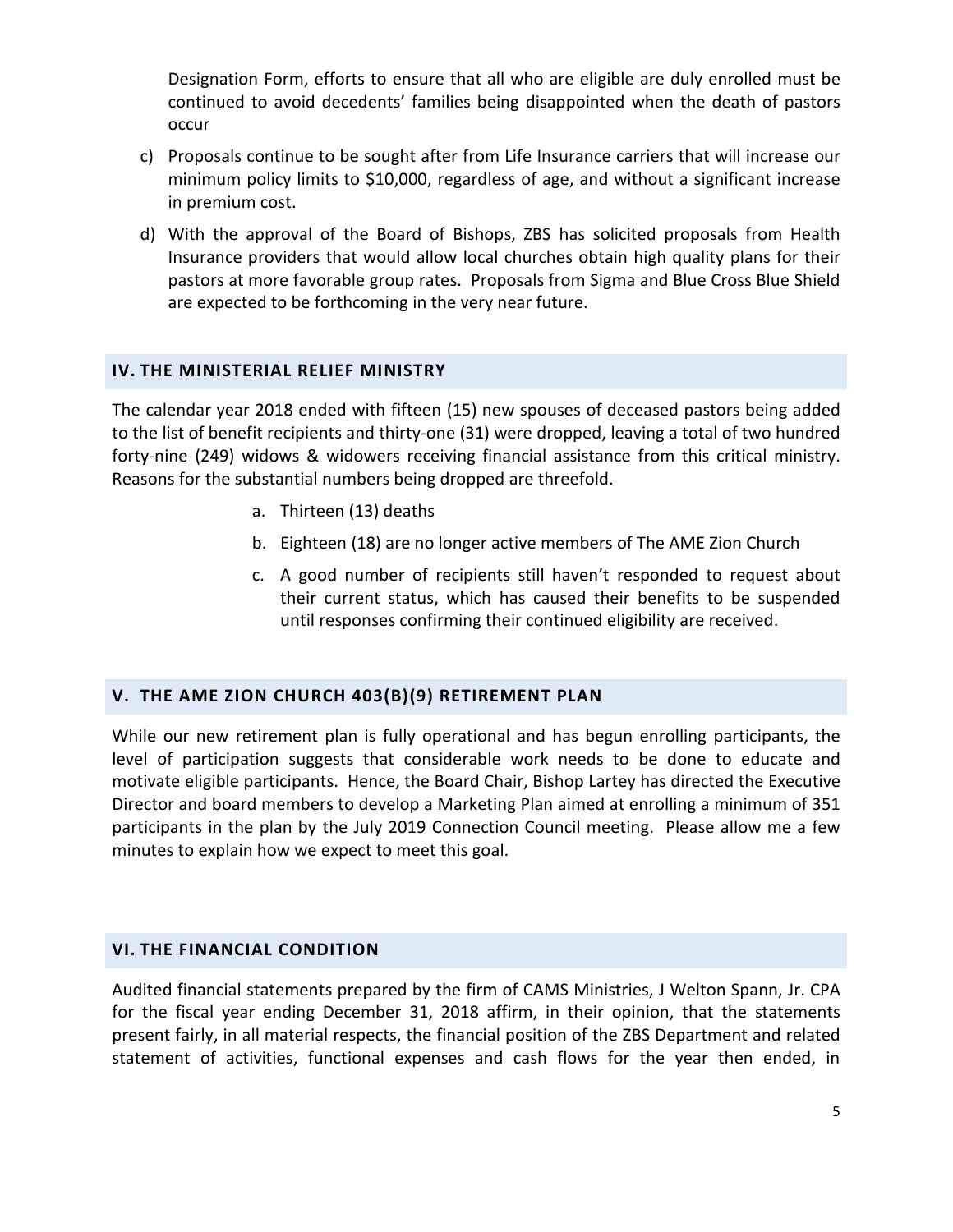Designation Form, efforts to ensure that all who are eligible are duly enrolled must be continued to avoid decedents' families being disappointed when the death of pastors occur

c) Proposals continue to be sought after from Life Insurance carriers that will increase our minimum policy limits to $10,000, regardless of age, and without a significant increase in premium cost.

d) With the approval of the Board of Bishops, ZBS has solicited proposals from Health Insurance providers that would allow local churches obtain high quality plans for their pastors at more favorable group rates. Proposals from Sigma and Blue Cross Blue Shield are expected to be forthcoming in the very near future.

## IV. THE MINISTERIAL RELIEF MINISTRY

The calendar year 2018 ended with fifteen (15) new spouses of deceased pastors being added to the list of benefit recipients and thirty-one (31) were dropped, leaving a total of two hundred forty-nine (249) widows & widowers receiving financial assistance from this critical ministry. Reasons for the substantial numbers being dropped are threefold.

a. Thirteen (13) deaths
b. Eighteen (18) are no longer active members of The AME Zion Church
c. A good number of recipients still haven't responded to request about their current status, which has caused their benefits to be suspended until responses confirming their continued eligibility are received.

## V. THE AME ZION CHURCH 403(B)(9) RETIREMENT PLAN

While our new retirement plan is fully operational and has begun enrolling participants, the level of participation suggests that considerable work needs to be done to educate and motivate eligible participants. Hence, the Board Chair, Bishop Lartey has directed the Executive Director and board members to develop a Marketing Plan aimed at enrolling a minimum of 351 participants in the plan by the July 2019 Connection Council meeting. Please allow me a few minutes to explain how we expect to meet this goal.

## VI. THE FINANCIAL CONDITION

Audited financial statements prepared by the firm of CAMS Ministries, J Welton Spann, Jr. CPA for the fiscal year ending December 31, 2018 affirm, in their opinion, that the statements present fairly, in all material respects, the financial position of the ZBS Department and related statement of activities, functional expenses and cash flows for the year then ended, in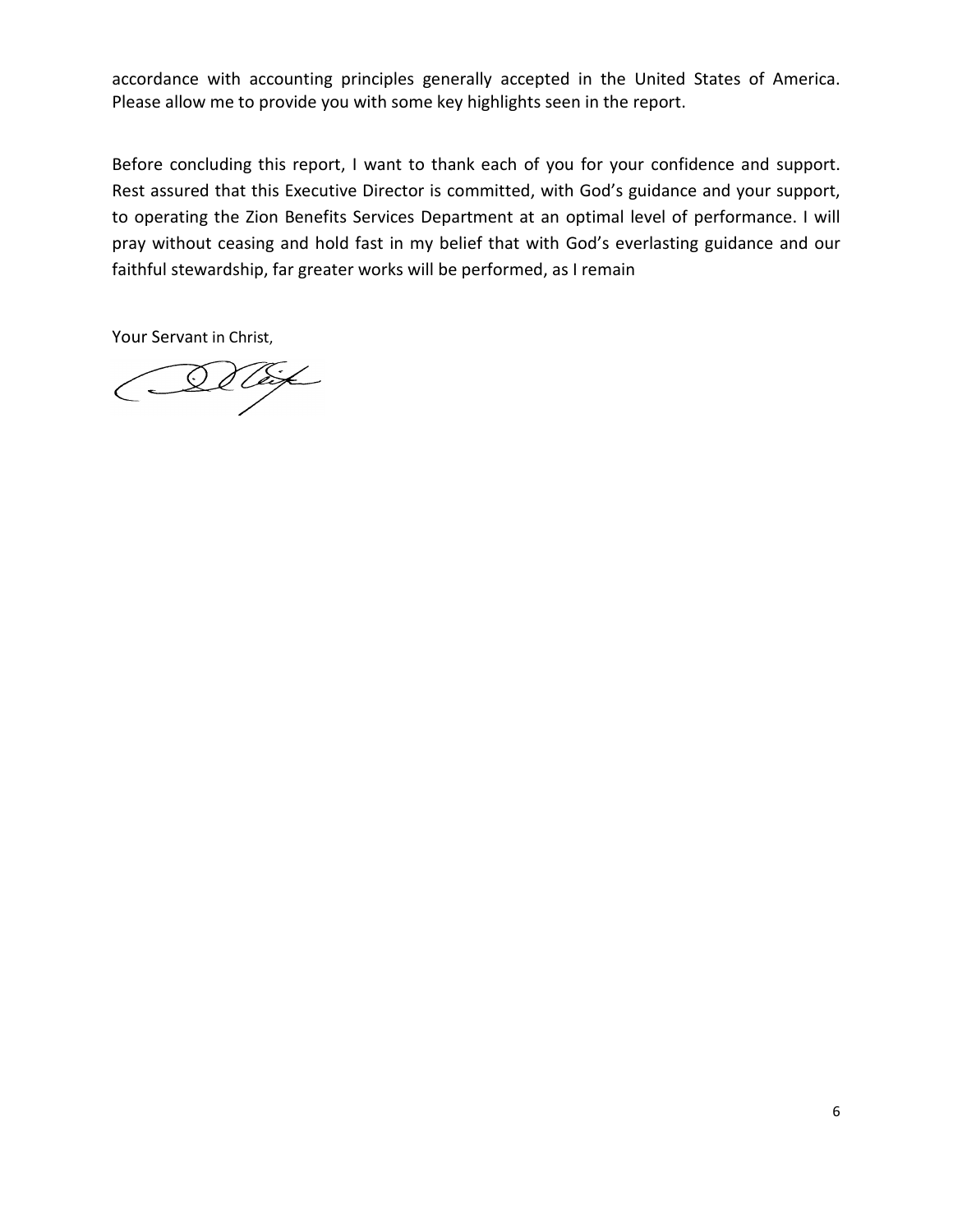accordance with accounting principles generally accepted in the United States of America. Please allow me to provide you with some key highlights seen in the report.

Before concluding this report, I want to thank each of you for your confidence and support. Rest assured that this Executive Director is committed, with God's guidance and your support, to operating the Zion Benefits Services Department at an optimal level of performance. I will pray without ceasing and hold fast in my belief that with God's everlasting guidance and our faithful stewardship, far greater works will be performed, as I remain

Your Servant in Christ,